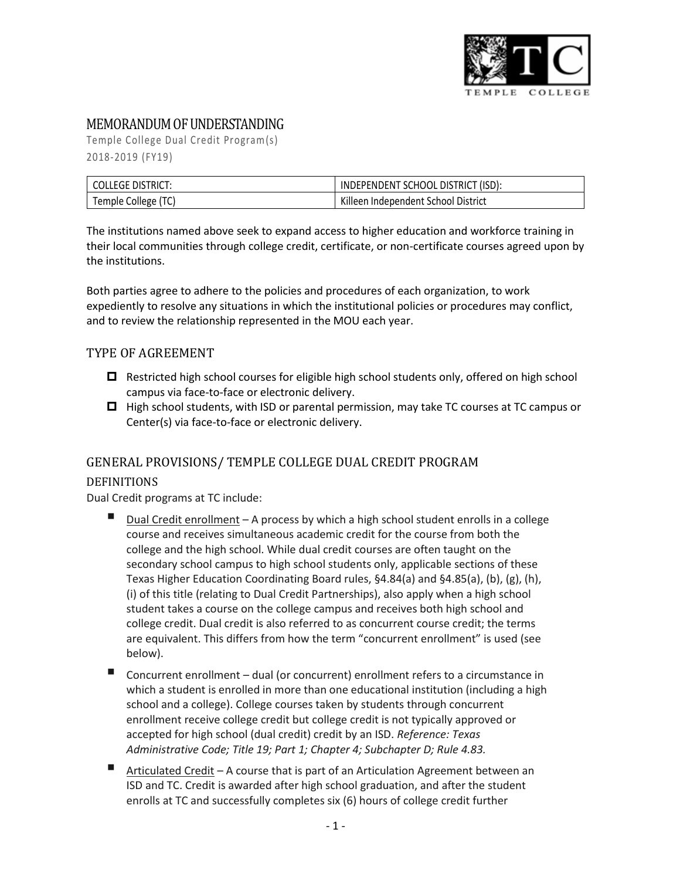# MEMORANDUM OF UNDERSTANDING

Temple College Dual Credit Program(s)

2018-2019 (FY19)

| COLLEGE DISTRICT: | INDEPENDENT SCHOOL DISTRICT (ISD): |
| --- | --- |
| Temple College (TC) | Killeen Independent School District |

The institutions named above seek to expand access to higher education and workforce training in their local communities through college credit, certificate, or non-certificate courses agreed upon by the institutions.

Both parties agree to adhere to the policies and procedures of each organization, to work expediently to resolve any situations in which the institutional policies or procedures may conflict, and to review the relationship represented in the MOU each year.

## TYPE OF AGREEMENT

- ☐ Restricted high school courses for eligible high school students only, offered on high school campus via face-to-face or electronic delivery.
- ☐ High school students, with ISD or parental permission, may take TC courses at TC campus or Center(s) via face-to-face or electronic delivery.

## GENERAL PROVISIONS/ TEMPLE COLLEGE DUAL CREDIT PROGRAM

### DEFINITIONS

Dual Credit programs at TC include:

- Dual Credit enrollment – A process by which a high school student enrolls in a college course and receives simultaneous academic credit for the course from both the college and the high school. While dual credit courses are often taught on the secondary school campus to high school students only, applicable sections of these Texas Higher Education Coordinating Board rules, §4.84(a) and §4.85(a), (b), (g), (h), (i) of this title (relating to Dual Credit Partnerships), also apply when a high school student takes a course on the college campus and receives both high school and college credit. Dual credit is also referred to as concurrent course credit; the terms are equivalent. This differs from how the term "concurrent enrollment" is used (see below).
- Concurrent enrollment – dual (or concurrent) enrollment refers to a circumstance in which a student is enrolled in more than one educational institution (including a high school and a college). College courses taken by students through concurrent enrollment receive college credit but college credit is not typically approved or accepted for high school (dual credit) credit by an ISD. *Reference: Texas Administrative Code; Title 19; Part 1; Chapter 4; Subchapter D; Rule 4.83.*
- Articulated Credit – A course that is part of an Articulation Agreement between an ISD and TC. Credit is awarded after high school graduation, and after the student enrolls at TC and successfully completes six (6) hours of college credit further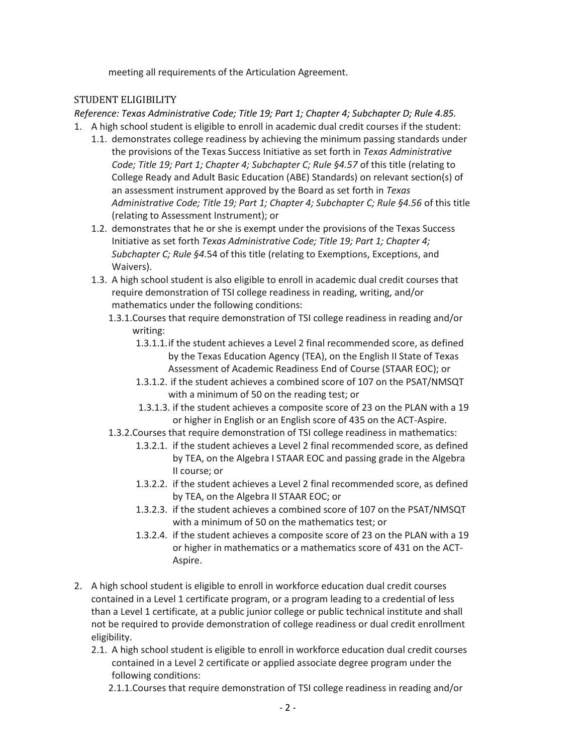meeting all requirements of the Articulation Agreement.

## STUDENT ELIGIBILITY

*Reference: Texas Administrative Code; Title 19; Part 1; Chapter 4; Subchapter D; Rule 4.85.*

1. A high school student is eligible to enroll in academic dual credit courses if the student:
   - 1.1. demonstrates college readiness by achieving the minimum passing standards under the provisions of the Texas Success Initiative as set forth in *Texas Administrative Code; Title 19; Part 1; Chapter 4; Subchapter C; Rule §4.57* of this title (relating to College Ready and Adult Basic Education (ABE) Standards) on relevant section(s) of an assessment instrument approved by the Board as set forth in *Texas Administrative Code; Title 19; Part 1; Chapter 4; Subchapter C; Rule §4.56* of this title (relating to Assessment Instrument); or
   - 1.2. demonstrates that he or she is exempt under the provisions of the Texas Success Initiative as set forth *Texas Administrative Code; Title 19; Part 1; Chapter 4; Subchapter C; Rule §4.*54 of this title (relating to Exemptions, Exceptions, and Waivers).
   - 1.3. A high school student is also eligible to enroll in academic dual credit courses that require demonstration of TSI college readiness in reading, writing, and/or mathematics under the following conditions:
     - 1.3.1. Courses that require demonstration of TSI college readiness in reading and/or writing:
       - 1.3.1.1. if the student achieves a Level 2 final recommended score, as defined by the Texas Education Agency (TEA), on the English II State of Texas Assessment of Academic Readiness End of Course (STAAR EOC); or
       - 1.3.1.2. if the student achieves a combined score of 107 on the PSAT/NMSQT with a minimum of 50 on the reading test; or
       - 1.3.1.3. if the student achieves a composite score of 23 on the PLAN with a 19 or higher in English or an English score of 435 on the ACT-Aspire.
     - 1.3.2. Courses that require demonstration of TSI college readiness in mathematics:
       - 1.3.2.1. if the student achieves a Level 2 final recommended score, as defined by TEA, on the Algebra I STAAR EOC and passing grade in the Algebra II course; or
       - 1.3.2.2. if the student achieves a Level 2 final recommended score, as defined by TEA, on the Algebra II STAAR EOC; or
       - 1.3.2.3. if the student achieves a combined score of 107 on the PSAT/NMSQT with a minimum of 50 on the mathematics test; or
       - 1.3.2.4. if the student achieves a composite score of 23 on the PLAN with a 19 or higher in mathematics or a mathematics score of 431 on the ACT-Aspire.

2. A high school student is eligible to enroll in workforce education dual credit courses contained in a Level 1 certificate program, or a program leading to a credential of less than a Level 1 certificate, at a public junior college or public technical institute and shall not be required to provide demonstration of college readiness or dual credit enrollment eligibility.
   - 2.1. A high school student is eligible to enroll in workforce education dual credit courses contained in a Level 2 certificate or applied associate degree program under the following conditions:
     - 2.1.1. Courses that require demonstration of TSI college readiness in reading and/or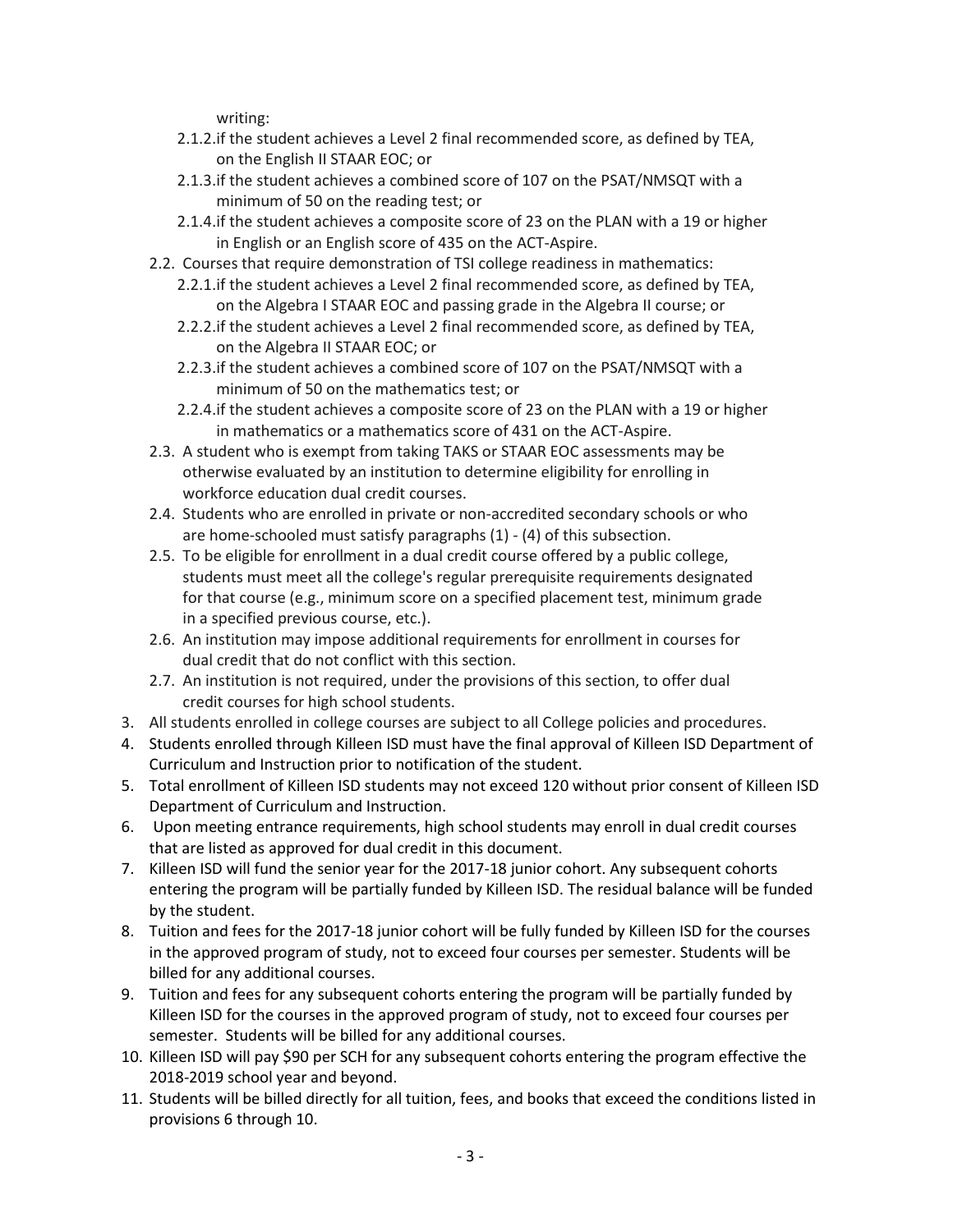writing:

    - 2.1.2. if the student achieves a Level 2 final recommended score, as defined by TEA, on the English II STAAR EOC; or
    - 2.1.3. if the student achieves a combined score of 107 on the PSAT/NMSQT with a minimum of 50 on the reading test; or
    - 2.1.4. if the student achieves a composite score of 23 on the PLAN with a 19 or higher in English or an English score of 435 on the ACT-Aspire.
  - 2.2. Courses that require demonstration of TSI college readiness in mathematics:
    - 2.2.1. if the student achieves a Level 2 final recommended score, as defined by TEA, on the Algebra I STAAR EOC and passing grade in the Algebra II course; or
    - 2.2.2. if the student achieves a Level 2 final recommended score, as defined by TEA, on the Algebra II STAAR EOC; or
    - 2.2.3. if the student achieves a combined score of 107 on the PSAT/NMSQT with a minimum of 50 on the mathematics test; or
    - 2.2.4. if the student achieves a composite score of 23 on the PLAN with a 19 or higher in mathematics or a mathematics score of 431 on the ACT-Aspire.
  - 2.3. A student who is exempt from taking TAKS or STAAR EOC assessments may be otherwise evaluated by an institution to determine eligibility for enrolling in workforce education dual credit courses.
  - 2.4. Students who are enrolled in private or non-accredited secondary schools or who are home-schooled must satisfy paragraphs (1) - (4) of this subsection.
  - 2.5. To be eligible for enrollment in a dual credit course offered by a public college, students must meet all the college's regular prerequisite requirements designated for that course (e.g., minimum score on a specified placement test, minimum grade in a specified previous course, etc.).
  - 2.6. An institution may impose additional requirements for enrollment in courses for dual credit that do not conflict with this section.
  - 2.7. An institution is not required, under the provisions of this section, to offer dual credit courses for high school students.
3. All students enrolled in college courses are subject to all College policies and procedures.
4. Students enrolled through Killeen ISD must have the final approval of Killeen ISD Department of Curriculum and Instruction prior to notification of the student.
5. Total enrollment of Killeen ISD students may not exceed 120 without prior consent of Killeen ISD Department of Curriculum and Instruction.
6. Upon meeting entrance requirements, high school students may enroll in dual credit courses that are listed as approved for dual credit in this document.
7. Killeen ISD will fund the senior year for the 2017-18 junior cohort. Any subsequent cohorts entering the program will be partially funded by Killeen ISD. The residual balance will be funded by the student.
8. Tuition and fees for the 2017-18 junior cohort will be fully funded by Killeen ISD for the courses in the approved program of study, not to exceed four courses per semester. Students will be billed for any additional courses.
9. Tuition and fees for any subsequent cohorts entering the program will be partially funded by Killeen ISD for the courses in the approved program of study, not to exceed four courses per semester. Students will be billed for any additional courses.
10. Killeen ISD will pay $90 per SCH for any subsequent cohorts entering the program effective the 2018-2019 school year and beyond.
11. Students will be billed directly for all tuition, fees, and books that exceed the conditions listed in provisions 6 through 10.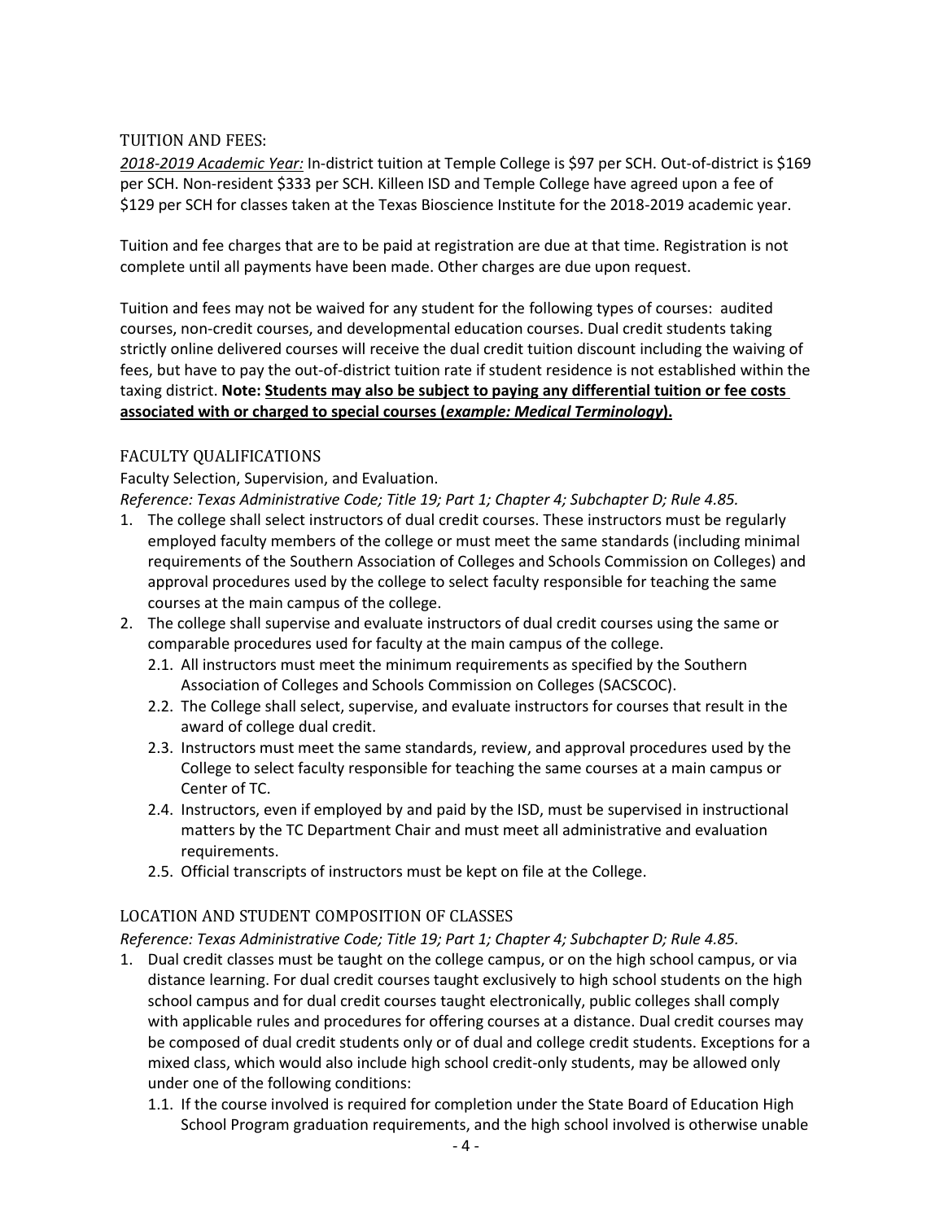## TUITION AND FEES:

*2018-2019 Academic Year:* In-district tuition at Temple College is $97 per SCH. Out-of-district is $169 per SCH. Non-resident $333 per SCH. Killeen ISD and Temple College have agreed upon a fee of $129 per SCH for classes taken at the Texas Bioscience Institute for the 2018-2019 academic year.

Tuition and fee charges that are to be paid at registration are due at that time. Registration is not complete until all payments have been made. Other charges are due upon request.

Tuition and fees may not be waived for any student for the following types of courses: audited courses, non-credit courses, and developmental education courses. Dual credit students taking strictly online delivered courses will receive the dual credit tuition discount including the waiving of fees, but have to pay the out-of-district tuition rate if student residence is not established within the taxing district. **Note: Students may also be subject to paying any differential tuition or fee costs associated with or charged to special courses (*example: Medical Terminology*).**

## FACULTY QUALIFICATIONS

Faculty Selection, Supervision, and Evaluation.

*Reference: Texas Administrative Code; Title 19; Part 1; Chapter 4; Subchapter D; Rule 4.85.*

1. The college shall select instructors of dual credit courses. These instructors must be regularly employed faculty members of the college or must meet the same standards (including minimal requirements of the Southern Association of Colleges and Schools Commission on Colleges) and approval procedures used by the college to select faculty responsible for teaching the same courses at the main campus of the college.
2. The college shall supervise and evaluate instructors of dual credit courses using the same or comparable procedures used for faculty at the main campus of the college.
   - 2.1. All instructors must meet the minimum requirements as specified by the Southern Association of Colleges and Schools Commission on Colleges (SACSCOC).
   - 2.2. The College shall select, supervise, and evaluate instructors for courses that result in the award of college dual credit.
   - 2.3. Instructors must meet the same standards, review, and approval procedures used by the College to select faculty responsible for teaching the same courses at a main campus or Center of TC.
   - 2.4. Instructors, even if employed by and paid by the ISD, must be supervised in instructional matters by the TC Department Chair and must meet all administrative and evaluation requirements.
   - 2.5. Official transcripts of instructors must be kept on file at the College.

## LOCATION AND STUDENT COMPOSITION OF CLASSES

*Reference: Texas Administrative Code; Title 19; Part 1; Chapter 4; Subchapter D; Rule 4.85.*

1. Dual credit classes must be taught on the college campus, or on the high school campus, or via distance learning. For dual credit courses taught exclusively to high school students on the high school campus and for dual credit courses taught electronically, public colleges shall comply with applicable rules and procedures for offering courses at a distance. Dual credit courses may be composed of dual credit students only or of dual and college credit students. Exceptions for a mixed class, which would also include high school credit-only students, may be allowed only under one of the following conditions:
   - 1.1. If the course involved is required for completion under the State Board of Education High School Program graduation requirements, and the high school involved is otherwise unable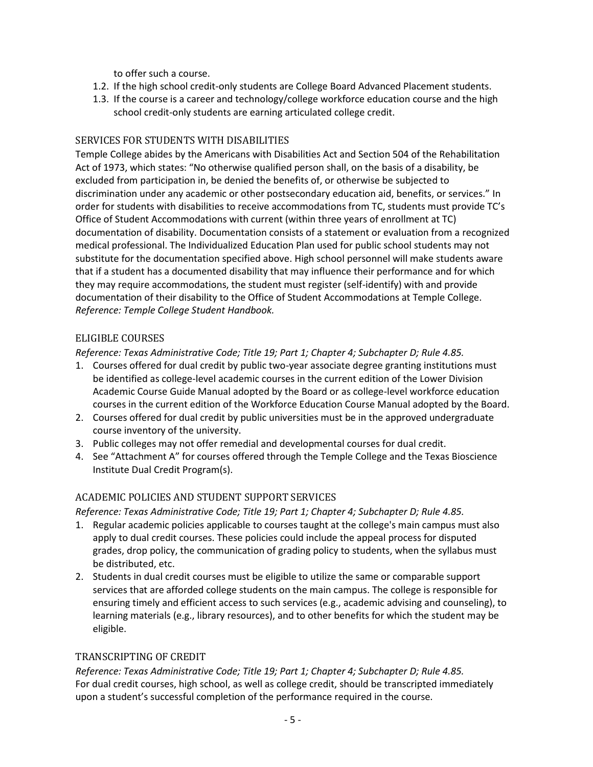to offer such a course.

1.2. If the high school credit-only students are College Board Advanced Placement students.
1.3. If the course is a career and technology/college workforce education course and the high school credit-only students are earning articulated college credit.

## SERVICES FOR STUDENTS WITH DISABILITIES

Temple College abides by the Americans with Disabilities Act and Section 504 of the Rehabilitation Act of 1973, which states: "No otherwise qualified person shall, on the basis of a disability, be excluded from participation in, be denied the benefits of, or otherwise be subjected to discrimination under any academic or other postsecondary education aid, benefits, or services." In order for students with disabilities to receive accommodations from TC, students must provide TC's Office of Student Accommodations with current (within three years of enrollment at TC) documentation of disability. Documentation consists of a statement or evaluation from a recognized medical professional. The Individualized Education Plan used for public school students may not substitute for the documentation specified above. High school personnel will make students aware that if a student has a documented disability that may influence their performance and for which they may require accommodations, the student must register (self-identify) with and provide documentation of their disability to the Office of Student Accommodations at Temple College. *Reference: Temple College Student Handbook.*

## ELIGIBLE COURSES

*Reference: Texas Administrative Code; Title 19; Part 1; Chapter 4; Subchapter D; Rule 4.85.*

1. Courses offered for dual credit by public two-year associate degree granting institutions must be identified as college-level academic courses in the current edition of the Lower Division Academic Course Guide Manual adopted by the Board or as college-level workforce education courses in the current edition of the Workforce Education Course Manual adopted by the Board.
2. Courses offered for dual credit by public universities must be in the approved undergraduate course inventory of the university.
3. Public colleges may not offer remedial and developmental courses for dual credit.
4. See "Attachment A" for courses offered through the Temple College and the Texas Bioscience Institute Dual Credit Program(s).

## ACADEMIC POLICIES AND STUDENT SUPPORT SERVICES

*Reference: Texas Administrative Code; Title 19; Part 1; Chapter 4; Subchapter D; Rule 4.85.*

1. Regular academic policies applicable to courses taught at the college's main campus must also apply to dual credit courses. These policies could include the appeal process for disputed grades, drop policy, the communication of grading policy to students, when the syllabus must be distributed, etc.
2. Students in dual credit courses must be eligible to utilize the same or comparable support services that are afforded college students on the main campus. The college is responsible for ensuring timely and efficient access to such services (e.g., academic advising and counseling), to learning materials (e.g., library resources), and to other benefits for which the student may be eligible.

## TRANSCRIPTING OF CREDIT

*Reference: Texas Administrative Code; Title 19; Part 1; Chapter 4; Subchapter D; Rule 4.85.*
For dual credit courses, high school, as well as college credit, should be transcripted immediately upon a student's successful completion of the performance required in the course.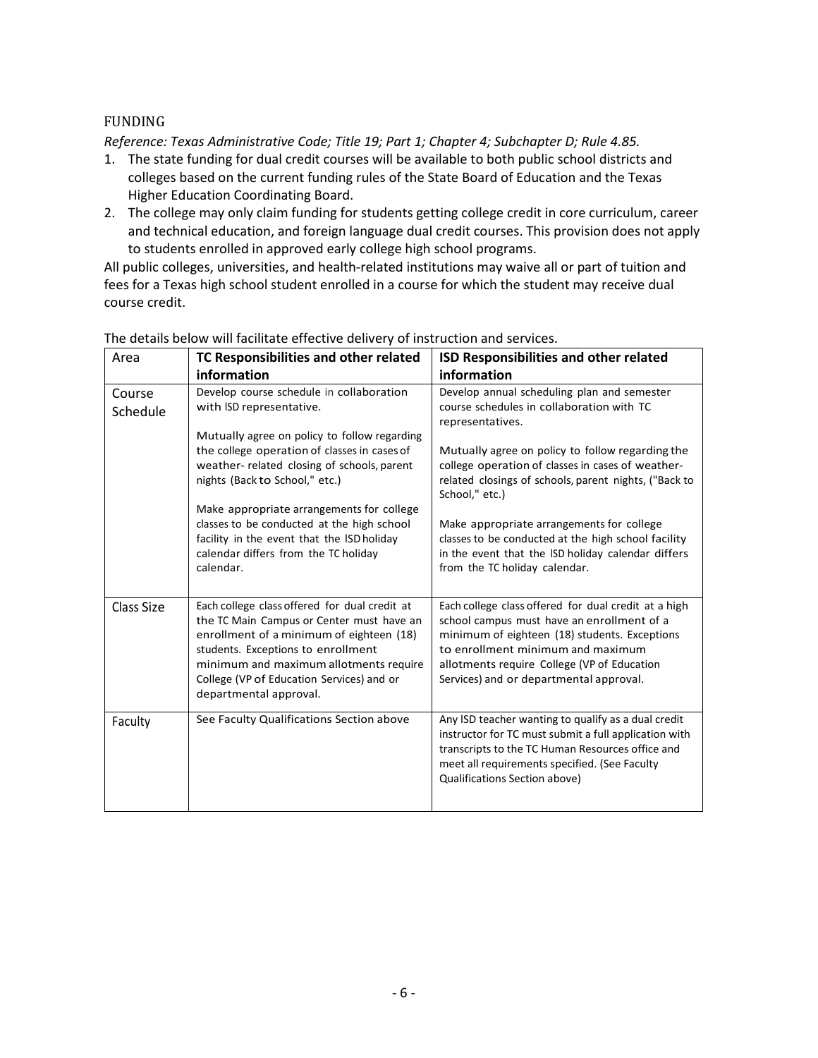## FUNDING

*Reference: Texas Administrative Code; Title 19; Part 1; Chapter 4; Subchapter D; Rule 4.85.*

1. The state funding for dual credit courses will be available to both public school districts and colleges based on the current funding rules of the State Board of Education and the Texas Higher Education Coordinating Board.
2. The college may only claim funding for students getting college credit in core curriculum, career and technical education, and foreign language dual credit courses. This provision does not apply to students enrolled in approved early college high school programs.

All public colleges, universities, and health-related institutions may waive all or part of tuition and fees for a Texas high school student enrolled in a course for which the student may receive dual course credit.

The details below will facilitate effective delivery of instruction and services.

| Area | **TC Responsibilities and other related information** | **ISD Responsibilities and other related information** |
|---|---|---|
| Course Schedule | Develop course schedule in collaboration with ISD representative.<br><br>Mutually agree on policy to follow regarding the college operation of classes in cases of weather- related closing of schools, parent nights (Back to School," etc.)<br><br>Make appropriate arrangements for college classes to be conducted at the high school facility in the event that the ISD holiday calendar differs from the TC holiday calendar. | Develop annual scheduling plan and semester course schedules in collaboration with TC representatives.<br><br>Mutually agree on policy to follow regarding the college operation of classes in cases of weather-related closings of schools, parent nights, ("Back to School," etc.)<br><br>Make appropriate arrangements for college classes to be conducted at the high school facility in the event that the ISD holiday calendar differs from the TC holiday calendar. |
| Class Size | Each college class offered for dual credit at the TC Main Campus or Center must have an enrollment of a minimum of eighteen (18) students. Exceptions to enrollment minimum and maximum allotments require College (VP of Education Services) and or departmental approval. | Each college class offered for dual credit at a high school campus must have an enrollment of a minimum of eighteen (18) students. Exceptions to enrollment minimum and maximum allotments require College (VP of Education Services) and or departmental approval. |
| Faculty | See Faculty Qualifications Section above | Any ISD teacher wanting to qualify as a dual credit instructor for TC must submit a full application with transcripts to the TC Human Resources office and meet all requirements specified. (See Faculty Qualifications Section above) |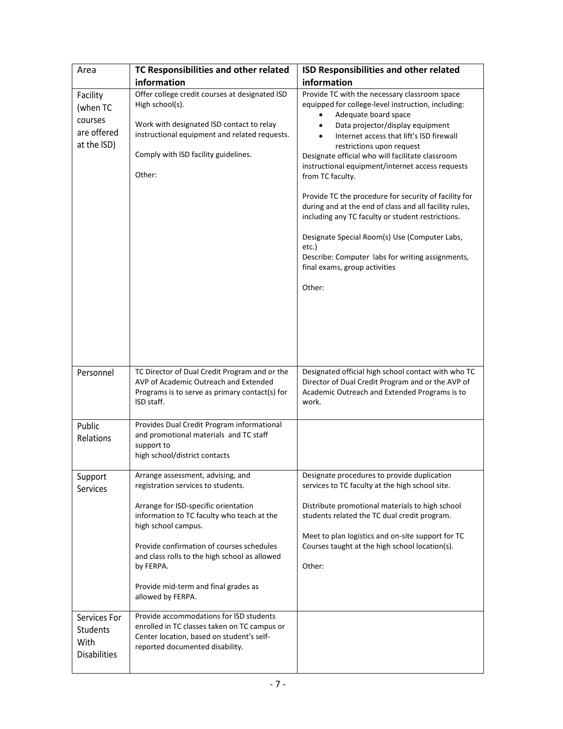| Area | TC Responsibilities and other related information | ISD Responsibilities and other related information |
|---|---|---|
| Facility (when TC courses are offered at the ISD) | Offer college credit courses at designated ISD High school(s).<br><br>Work with designated ISD contact to relay instructional equipment and related requests.<br><br>Comply with ISD facility guidelines.<br><br>Other: | Provide TC with the necessary classroom space equipped for college-level instruction, including:<br>• Adequate board space<br>• Data projector/display equipment<br>• Internet access that lift's ISD firewall restrictions upon request<br>Designate official who will facilitate classroom instructional equipment/internet access requests from TC faculty.<br><br>Provide TC the procedure for security of facility for during and at the end of class and all facility rules, including any TC faculty or student restrictions.<br><br>Designate Special Room(s) Use (Computer Labs, etc.)<br>Describe: Computer labs for writing assignments, final exams, group activities<br><br>Other: |
| Personnel | TC Director of Dual Credit Program and or the AVP of Academic Outreach and Extended Programs is to serve as primary contact(s) for ISD staff. | Designated official high school contact with who TC Director of Dual Credit Program and or the AVP of Academic Outreach and Extended Programs is to work. |
| Public Relations | Provides Dual Credit Program informational and promotional materials and TC staff support to high school/district contacts | |
| Support Services | Arrange assessment, advising, and registration services to students.<br><br>Arrange for ISD-specific orientation information to TC faculty who teach at the high school campus.<br><br>Provide confirmation of courses schedules and class rolls to the high school as allowed by FERPA.<br><br>Provide mid-term and final grades as allowed by FERPA. | Designate procedures to provide duplication services to TC faculty at the high school site.<br><br>Distribute promotional materials to high school students related the TC dual credit program.<br><br>Meet to plan logistics and on-site support for TC Courses taught at the high school location(s).<br><br>Other: |
| Services For Students With Disabilities | Provide accommodations for ISD students enrolled in TC classes taken on TC campus or Center location, based on student's self-reported documented disability. | |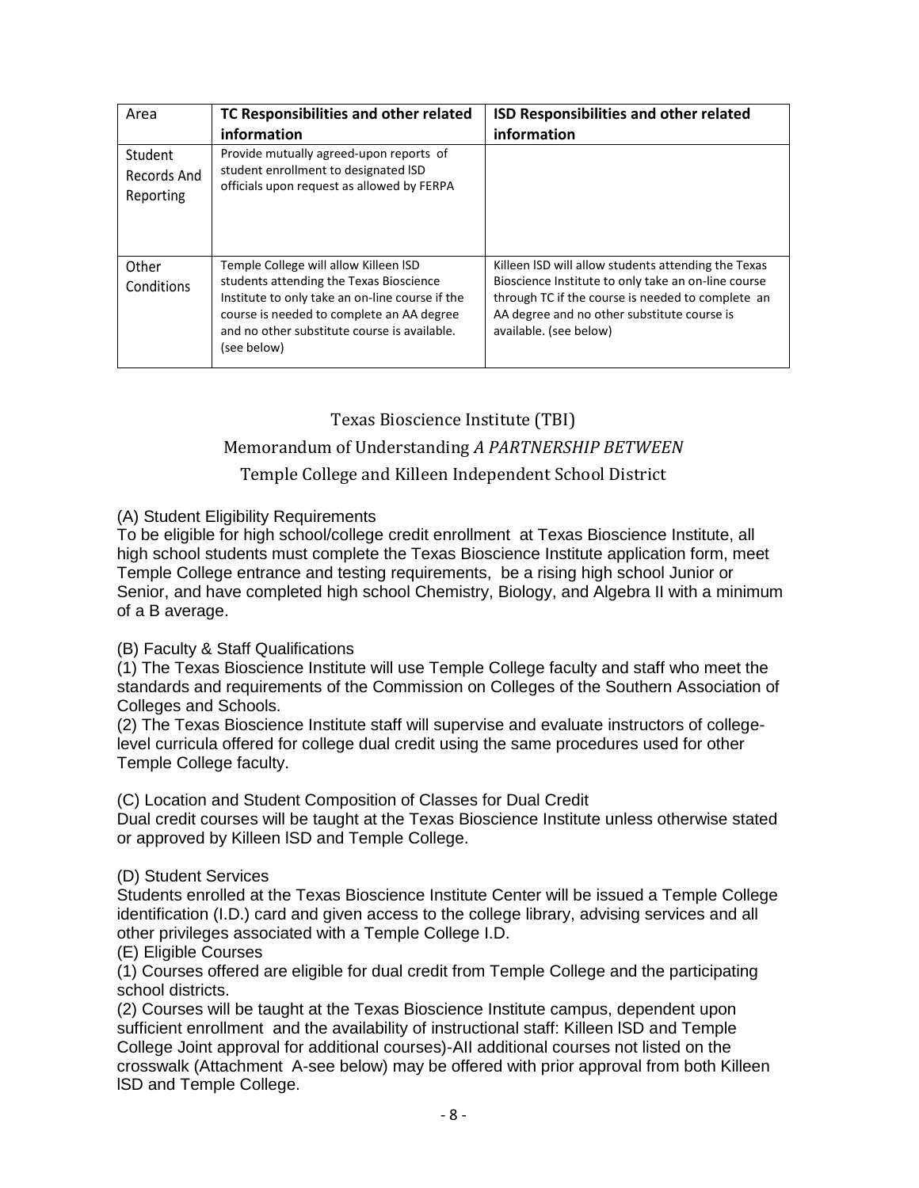| Area | TC Responsibilities and other related information | ISD Responsibilities and other related information |
|---|---|---|
| Student Records And Reporting | Provide mutually agreed-upon reports of student enrollment to designated ISD officials upon request as allowed by FERPA | |
| Other Conditions | Temple College will allow Killeen ISD students attending the Texas Bioscience Institute to only take an on-line course if the course is needed to complete an AA degree and no other substitute course is available. (see below) | Killeen ISD will allow students attending the Texas Bioscience Institute to only take an on-line course through TC if the course is needed to complete an AA degree and no other substitute course is available. (see below) |

## Texas Bioscience Institute (TBI)

## Memorandum of Understanding *A PARTNERSHIP BETWEEN*

## Temple College and Killeen Independent School District

(A) Student Eligibility Requirements
To be eligible for high school/college credit enrollment at Texas Bioscience Institute, all high school students must complete the Texas Bioscience Institute application form, meet Temple College entrance and testing requirements, be a rising high school Junior or Senior, and have completed high school Chemistry, Biology, and Algebra II with a minimum of a B average.

(B) Faculty & Staff Qualifications
(1) The Texas Bioscience Institute will use Temple College faculty and staff who meet the standards and requirements of the Commission on Colleges of the Southern Association of Colleges and Schools.
(2) The Texas Bioscience Institute staff will supervise and evaluate instructors of college-level curricula offered for college dual credit using the same procedures used for other Temple College faculty.

(C) Location and Student Composition of Classes for Dual Credit
Dual credit courses will be taught at the Texas Bioscience Institute unless otherwise stated or approved by Killeen ISD and Temple College.

(D) Student Services
Students enrolled at the Texas Bioscience Institute Center will be issued a Temple College identification (I.D.) card and given access to the college library, advising services and all other privileges associated with a Temple College I.D.

(E) Eligible Courses
(1) Courses offered are eligible for dual credit from Temple College and the participating school districts.
(2) Courses will be taught at the Texas Bioscience Institute campus, dependent upon sufficient enrollment and the availability of instructional staff: Killeen ISD and Temple College Joint approval for additional courses)-All additional courses not listed on the crosswalk (Attachment A-see below) may be offered with prior approval from both Killeen ISD and Temple College.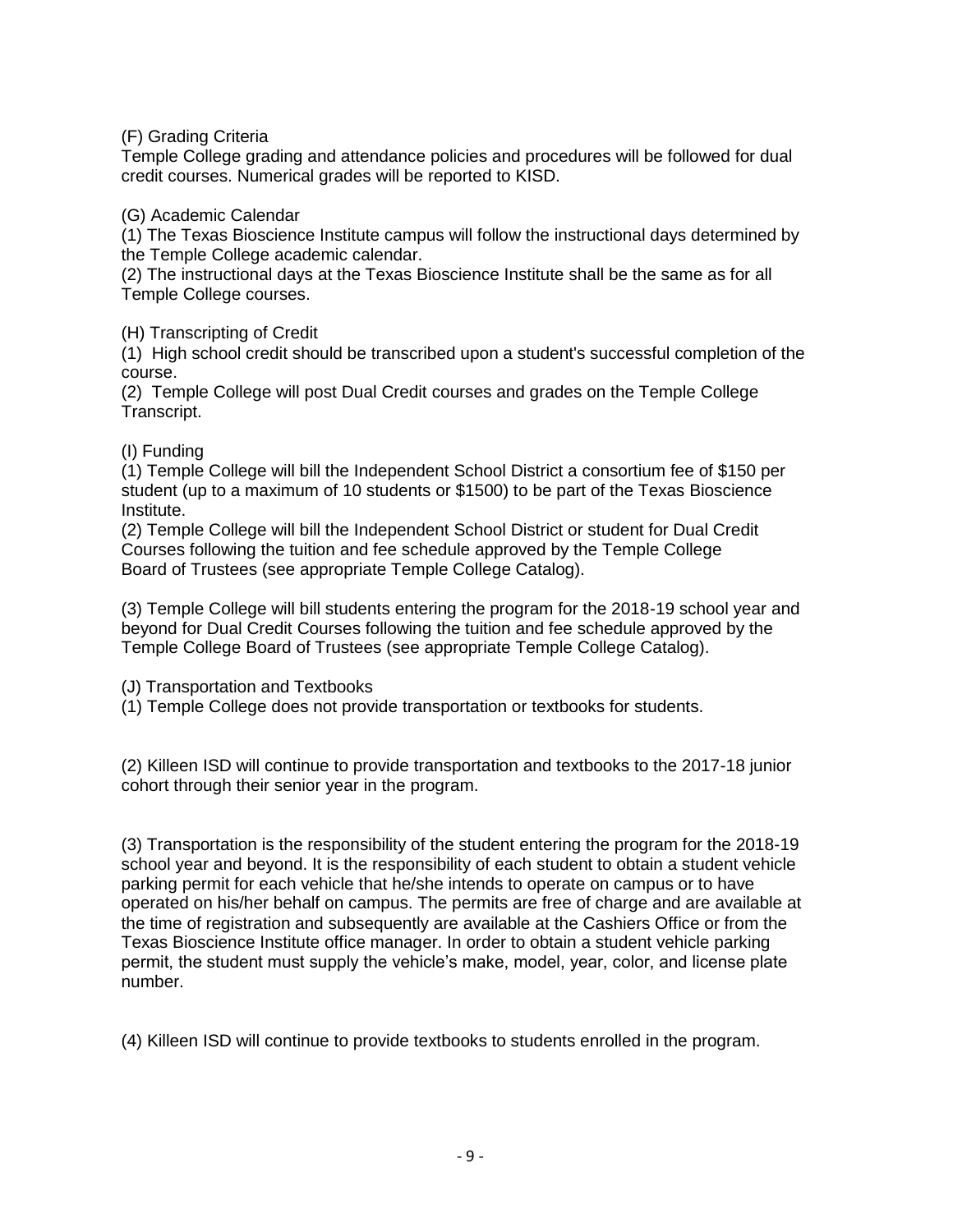(F) Grading Criteria

Temple College grading and attendance policies and procedures will be followed for dual credit courses. Numerical grades will be reported to KISD.

(G) Academic Calendar

(1) The Texas Bioscience Institute campus will follow the instructional days determined by the Temple College academic calendar.

(2) The instructional days at the Texas Bioscience Institute shall be the same as for all Temple College courses.

(H) Transcripting of Credit

(1) High school credit should be transcribed upon a student's successful completion of the course.

(2) Temple College will post Dual Credit courses and grades on the Temple College Transcript.

(I) Funding

(1) Temple College will bill the Independent School District a consortium fee of $150 per student (up to a maximum of 10 students or $1500) to be part of the Texas Bioscience Institute.

(2) Temple College will bill the Independent School District or student for Dual Credit Courses following the tuition and fee schedule approved by the Temple College Board of Trustees (see appropriate Temple College Catalog).

(3) Temple College will bill students entering the program for the 2018-19 school year and beyond for Dual Credit Courses following the tuition and fee schedule approved by the Temple College Board of Trustees (see appropriate Temple College Catalog).

(J) Transportation and Textbooks

(1) Temple College does not provide transportation or textbooks for students.

(2) Killeen ISD will continue to provide transportation and textbooks to the 2017-18 junior cohort through their senior year in the program.

(3) Transportation is the responsibility of the student entering the program for the 2018-19 school year and beyond. It is the responsibility of each student to obtain a student vehicle parking permit for each vehicle that he/she intends to operate on campus or to have operated on his/her behalf on campus. The permits are free of charge and are available at the time of registration and subsequently are available at the Cashiers Office or from the Texas Bioscience Institute office manager. In order to obtain a student vehicle parking permit, the student must supply the vehicle's make, model, year, color, and license plate number.

(4) Killeen ISD will continue to provide textbooks to students enrolled in the program.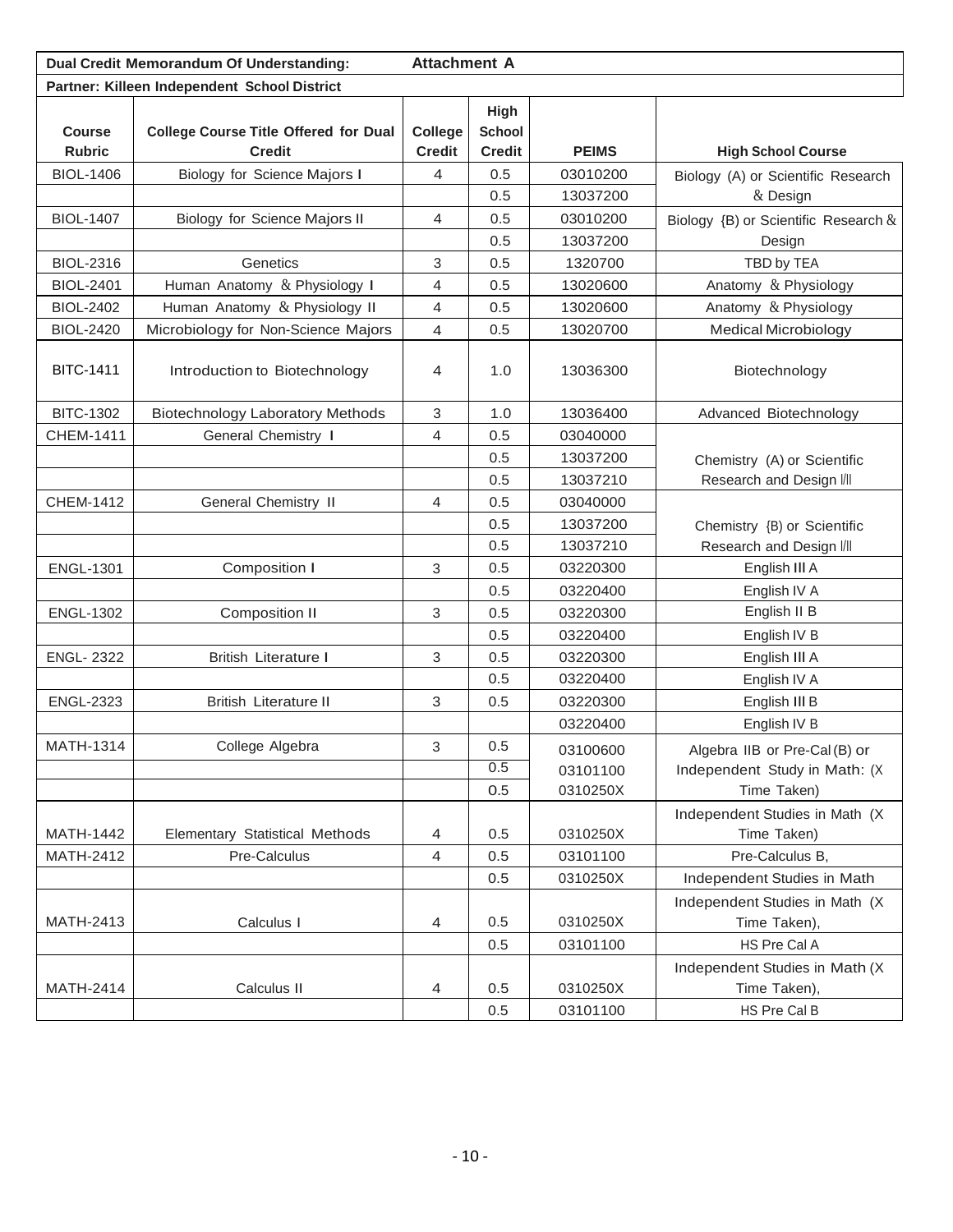**Dual Credit Memorandum Of Understanding: Attachment A**

**Partner: Killeen Independent School District**

| Course Rubric | College Course Title Offered for Dual Credit | College Credit | High School Credit | PEIMS | High School Course |
|---|---|---|---|---|---|
| BIOL-1406 | Biology for Science Majors I | 4 | 0.5 | 03010200 | Biology (A) or Scientific Research & Design |
| | | | 0.5 | 13037200 | |
| BIOL-1407 | Biology for Science Majors II | 4 | 0.5 | 03010200 | Biology {B) or Scientific Research & Design |
| | | | 0.5 | 13037200 | |
| BIOL-2316 | Genetics | 3 | 0.5 | 1320700 | TBD by TEA |
| BIOL-2401 | Human Anatomy & Physiology I | 4 | 0.5 | 13020600 | Anatomy & Physiology |
| BIOL-2402 | Human Anatomy & Physiology II | 4 | 0.5 | 13020600 | Anatomy & Physiology |
| BIOL-2420 | Microbiology for Non-Science Majors | 4 | 0.5 | 13020700 | Medical Microbiology |
| BITC-1411 | Introduction to Biotechnology | 4 | 1.0 | 13036300 | Biotechnology |
| BITC-1302 | Biotechnology Laboratory Methods | 3 | 1.0 | 13036400 | Advanced Biotechnology |
| CHEM-1411 | General Chemistry I | 4 | 0.5 | 03040000 | Chemistry (A) or Scientific Research and Design I/II |
| | | | 0.5 | 13037200 | |
| | | | 0.5 | 13037210 | |
| CHEM-1412 | General Chemistry II | 4 | 0.5 | 03040000 | Chemistry {B) or Scientific Research and Design I/II |
| | | | 0.5 | 13037200 | |
| | | | 0.5 | 13037210 | |
| ENGL-1301 | Composition I | 3 | 0.5 | 03220300 | English III A |
| | | | 0.5 | 03220400 | English IV A |
| ENGL-1302 | Composition II | 3 | 0.5 | 03220300 | English II B |
| | | | 0.5 | 03220400 | English IV B |
| ENGL- 2322 | British Literature I | 3 | 0.5 | 03220300 | English III A |
| | | | 0.5 | 03220400 | English IV A |
| ENGL-2323 | British Literature II | 3 | 0.5 | 03220300 | English III B |
| | | | | 03220400 | English IV B |
| MATH-1314 | College Algebra | 3 | 0.5 | 03100600 | Algebra IIB or Pre-Cal (B) or Independent Study in Math: (X Time Taken) |
| | | | 0.5 | 03101100 | |
| | | | 0.5 | 0310250X | |
| MATH-1442 | Elementary Statistical Methods | 4 | 0.5 | 0310250X | Independent Studies in Math (X Time Taken) |
| MATH-2412 | Pre-Calculus | 4 | 0.5 | 03101100 | Pre-Calculus B, |
| | | | 0.5 | 0310250X | Independent Studies in Math |
| MATH-2413 | Calculus I | 4 | 0.5 | 0310250X | Independent Studies in Math (X Time Taken), |
| | | | 0.5 | 03101100 | HS Pre Cal A |
| MATH-2414 | Calculus II | 4 | 0.5 | 0310250X | Independent Studies in Math (X Time Taken), |
| | | | 0.5 | 03101100 | HS Pre Cal B |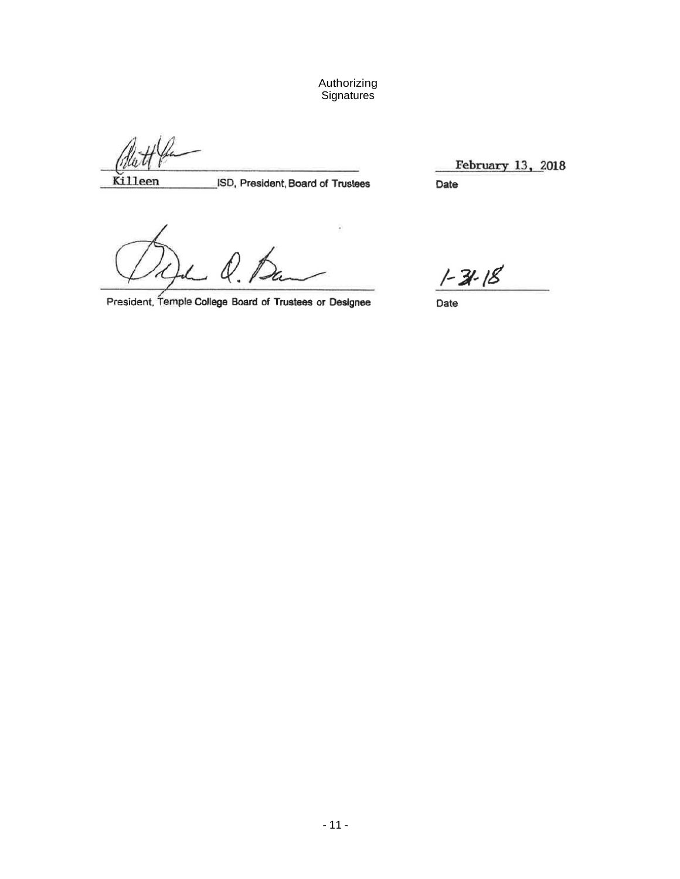Authorizing Signatures

Killeen ISD, President, Board of Trustees

February 13, 2018

Date

President, Temple College Board of Trustees or Designee

1-31-18

Date